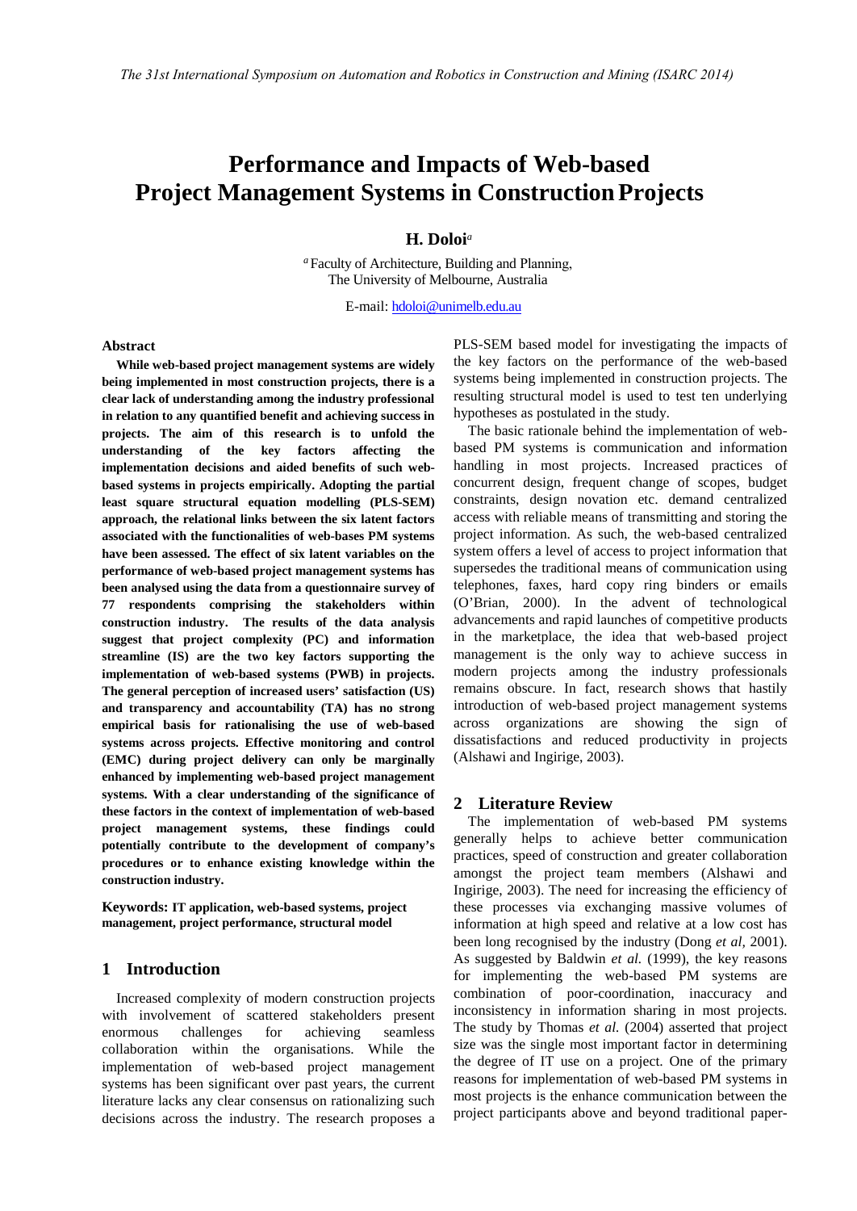# Performance and Impacts of Web-based Project Management Systems in Construction Projects

**H. Doloi**[a]

[a] Faculty of Architecture, Building and Planning, The University of Melbourne, Australia

E-mail: hdoloi@unimelb.edu.au

### Abstract

**While web-based project management systems are widely being implemented in most construction projects, there is a clear lack of understanding among the industry professional in relation to any quantified benefit and achieving success in projects. The aim of this research is to unfold the understanding of the key factors affecting the implementation decisions and aided benefits of such web-based systems in projects empirically. Adopting the partial least square structural equation modelling (PLS-SEM) approach, the relational links between the six latent factors associated with the functionalities of web-bases PM systems have been assessed. The effect of six latent variables on the performance of web-based project management systems has been analysed using the data from a questionnaire survey of 77 respondents comprising the stakeholders within construction industry. The results of the data analysis suggest that project complexity (PC) and information streamline (IS) are the two key factors supporting the implementation of web-based systems (PWB) in projects. The general perception of increased users' satisfaction (US) and transparency and accountability (TA) has no strong empirical basis for rationalising the use of web-based systems across projects. Effective monitoring and control (EMC) during project delivery can only be marginally enhanced by implementing web-based project management systems. With a clear understanding of the significance of these factors in the context of implementation of web-based project management systems, these findings could potentially contribute to the development of company's procedures or to enhance existing knowledge within the construction industry.**

**Keywords:** **IT application, web-based systems, project management, project performance, structural model**

## 1 Introduction

Increased complexity of modern construction projects with involvement of scattered stakeholders present enormous challenges for achieving seamless collaboration within the organisations. While the implementation of web-based project management systems has been significant over past years, the current literature lacks any clear consensus on rationalizing such decisions across the industry. The research proposes a PLS-SEM based model for investigating the impacts of the key factors on the performance of the web-based systems being implemented in construction projects. The resulting structural model is used to test ten underlying hypotheses as postulated in the study.

The basic rationale behind the implementation of web-based PM systems is communication and information handling in most projects. Increased practices of concurrent design, frequent change of scopes, budget constraints, design novation etc. demand centralized access with reliable means of transmitting and storing the project information. As such, the web-based centralized system offers a level of access to project information that supersedes the traditional means of communication using telephones, faxes, hard copy ring binders or emails (O'Brian, 2000). In the advent of technological advancements and rapid launches of competitive products in the marketplace, the idea that web-based project management is the only way to achieve success in modern projects among the industry professionals remains obscure. In fact, research shows that hastily introduction of web-based project management systems across organizations are showing the sign of dissatisfactions and reduced productivity in projects (Alshawi and Ingirige, 2003).

## 2 Literature Review

The implementation of web-based PM systems generally helps to achieve better communication practices, speed of construction and greater collaboration amongst the project team members (Alshawi and Ingirige, 2003). The need for increasing the efficiency of these processes via exchanging massive volumes of information at high speed and relative at a low cost has been long recognised by the industry (Dong *et al*, 2001). As suggested by Baldwin *et al.* (1999), the key reasons for implementing the web-based PM systems are combination of poor-coordination, inaccuracy and inconsistency in information sharing in most projects. The study by Thomas *et al.* (2004) asserted that project size was the single most important factor in determining the degree of IT use on a project. One of the primary reasons for implementation of web-based PM systems in most projects is the enhance communication between the project participants above and beyond traditional paper-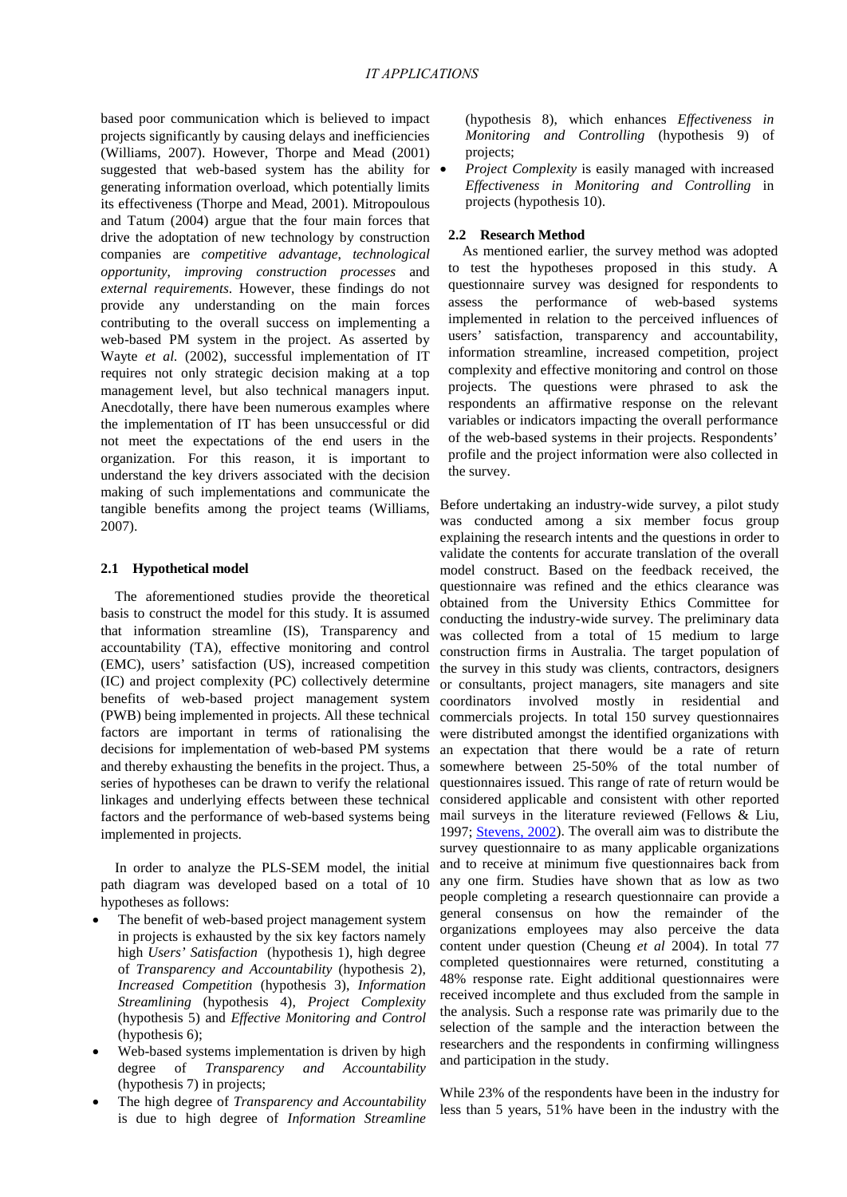based poor communication which is believed to impact projects significantly by causing delays and inefficiencies (Williams, 2007). However, Thorpe and Mead (2001) suggested that web-based system has the ability for generating information overload, which potentially limits its effectiveness (Thorpe and Mead, 2001). Mitropoulous and Tatum (2004) argue that the four main forces that drive the adoption of new technology by construction companies are *competitive advantage*, *technological opportunity*, *improving construction processes* and *external requirements*. However, these findings do not provide any understanding on the main forces contributing to the overall success on implementing a web-based PM system in the project. As asserted by Wayte *et al.* (2002), successful implementation of IT requires not only strategic decision making at a top management level, but also technical managers input. Anecdotally, there have been numerous examples where the implementation of IT has been unsuccessful or did not meet the expectations of the end users in the organization. For this reason, it is important to understand the key drivers associated with the decision making of such implementations and communicate the tangible benefits among the project teams (Williams, 2007).

### 2.1 Hypothetical model

The aforementioned studies provide the theoretical basis to construct the model for this study. It is assumed that information streamline (IS), Transparency and accountability (TA), effective monitoring and control (EMC), users' satisfaction (US), increased competition (IC) and project complexity (PC) collectively determine benefits of web-based project management system (PWB) being implemented in projects. All these technical factors are important in terms of rationalising the decisions for implementation of web-based PM systems and thereby exhausting the benefits in the project. Thus, a series of hypotheses can be drawn to verify the relational linkages and underlying effects between these technical factors and the performance of web-based systems being implemented in projects.

In order to analyze the PLS-SEM model, the initial path diagram was developed based on a total of 10 hypotheses as follows:

- The benefit of web-based project management system in projects is exhausted by the six key factors namely high *Users' Satisfaction* (hypothesis 1), high degree of *Transparency and Accountability* (hypothesis 2), *Increased Competition* (hypothesis 3), *Information Streamlining* (hypothesis 4), *Project Complexity* (hypothesis 5) and *Effective Monitoring and Control* (hypothesis 6);
- Web-based systems implementation is driven by high degree of *Transparency and Accountability* (hypothesis 7) in projects;
- The high degree of *Transparency and Accountability* is due to high degree of *Information Streamline* (hypothesis 8), which enhances *Effectiveness in Monitoring and Controlling* (hypothesis 9) of projects;
- *Project Complexity* is easily managed with increased *Effectiveness in Monitoring and Controlling* in projects (hypothesis 10).

### 2.2 Research Method

As mentioned earlier, the survey method was adopted to test the hypotheses proposed in this study. A questionnaire survey was designed for respondents to assess the performance of web-based systems implemented in relation to the perceived influences of users' satisfaction, transparency and accountability, information streamline, increased competition, project complexity and effective monitoring and control on those projects. The questions were phrased to ask the respondents an affirmative response on the relevant variables or indicators impacting the overall performance of the web-based systems in their projects. Respondents' profile and the project information were also collected in the survey.

Before undertaking an industry-wide survey, a pilot study was conducted among a six member focus group explaining the research intents and the questions in order to validate the contents for accurate translation of the overall model construct. Based on the feedback received, the questionnaire was refined and the ethics clearance was obtained from the University Ethics Committee for conducting the industry-wide survey. The preliminary data was collected from a total of 15 medium to large construction firms in Australia. The target population of the survey in this study was clients, contractors, designers or consultants, project managers, site managers and site coordinators involved mostly in residential and commercials projects. In total 150 survey questionnaires were distributed amongst the identified organizations with an expectation that there would be a rate of return somewhere between 25-50% of the total number of questionnaires issued. This range of rate of return would be considered applicable and consistent with other reported mail surveys in the literature reviewed (Fellows & Liu, 1997; Stevens, 2002). The overall aim was to distribute the survey questionnaire to as many applicable organizations and to receive at minimum five questionnaires back from any one firm. Studies have shown that as low as two people completing a research questionnaire can provide a general consensus on how the remainder of the organizations employees may also perceive the data content under question (Cheung *et al* 2004). In total 77 completed questionnaires were returned, constituting a 48% response rate. Eight additional questionnaires were received incomplete and thus excluded from the sample in the analysis. Such a response rate was primarily due to the selection of the sample and the interaction between the researchers and the respondents in confirming willingness and participation in the study.

While 23% of the respondents have been in the industry for less than 5 years, 51% have been in the industry with the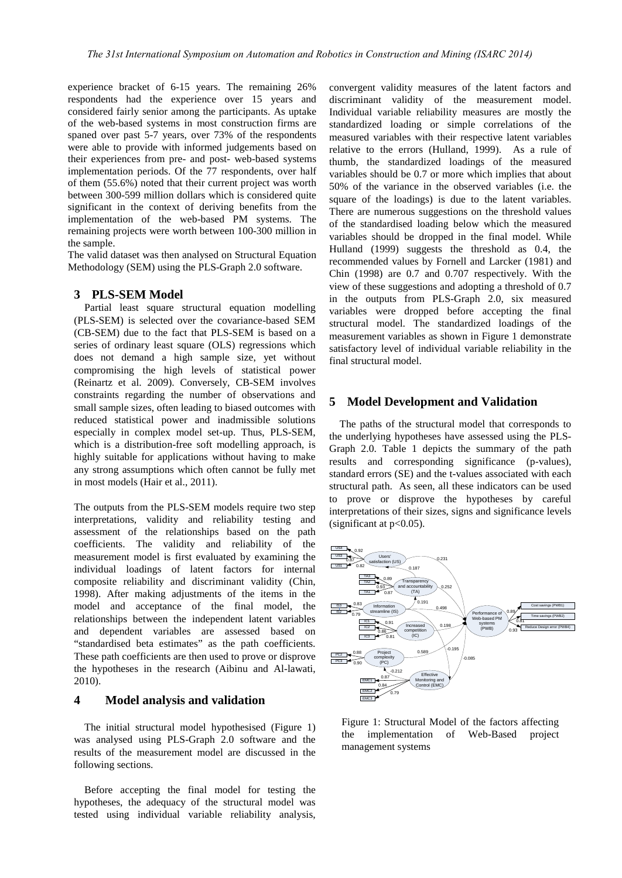experience bracket of 6-15 years. The remaining 26% respondents had the experience over 15 years and considered fairly senior among the participants. As uptake of the web-based systems in most construction firms are spaned over past 5-7 years, over 73% of the respondents were able to provide with informed judgements based on their experiences from pre- and post- web-based systems implementation periods. Of the 77 respondents, over half of them (55.6%) noted that their current project was worth between 300-599 million dollars which is considered quite significant in the context of deriving benefits from the implementation of the web-based PM systems. The remaining projects were worth between 100-300 million in the sample.

The valid dataset was then analysed on Structural Equation Methodology (SEM) using the PLS-Graph 2.0 software.

## 3 PLS-SEM Model

Partial least square structural equation modelling (PLS-SEM) is selected over the covariance-based SEM (CB-SEM) due to the fact that PLS-SEM is based on a series of ordinary least square (OLS) regressions which does not demand a high sample size, yet without compromising the high levels of statistical power (Reinartz et al. 2009). Conversely, CB-SEM involves constraints regarding the number of observations and small sample sizes, often leading to biased outcomes with reduced statistical power and inadmissible solutions especially in complex model set-up. Thus, PLS-SEM, which is a distribution-free soft modelling approach, is highly suitable for applications without having to make any strong assumptions which often cannot be fully met in most models (Hair et al., 2011).

The outputs from the PLS-SEM models require two step interpretations, validity and reliability testing and assessment of the relationships based on the path coefficients. The validity and reliability of the measurement model is first evaluated by examining the individual loadings of latent factors for internal composite reliability and discriminant validity (Chin, 1998). After making adjustments of the items in the model and acceptance of the final model, the relationships between the independent latent variables and dependent variables are assessed based on "standardised beta estimates" as the path coefficients. These path coefficients are then used to prove or disprove the hypotheses in the research (Aibinu and Al-lawati, 2010).

## 4 Model analysis and validation

The initial structural model hypothesised (Figure 1) was analysed using PLS-Graph 2.0 software and the results of the measurement model are discussed in the following sections.

Before accepting the final model for testing the hypotheses, the adequacy of the structural model was tested using individual variable reliability analysis, convergent validity measures of the latent factors and discriminant validity of the measurement model. Individual variable reliability measures are mostly the standardized loading or simple correlations of the measured variables with their respective latent variables relative to the errors (Hulland, 1999). As a rule of thumb, the standardized loadings of the measured variables should be 0.7 or more which implies that about 50% of the variance in the observed variables (i.e. the square of the loadings) is due to the latent variables. There are numerous suggestions on the threshold values of the standardised loading below which the measured variables should be dropped in the final model. While Hulland (1999) suggests the threshold as 0.4, the recommended values by Fornell and Larcker (1981) and Chin (1998) are 0.7 and 0.707 respectively. With the view of these suggestions and adopting a threshold of 0.7 in the outputs from PLS-Graph 2.0, six measured variables were dropped before accepting the final structural model. The standardized loadings of the measurement variables as shown in Figure 1 demonstrate satisfactory level of individual variable reliability in the final structural model.

## 5 Model Development and Validation

The paths of the structural model that corresponds to the underlying hypotheses have assessed using the PLS-Graph 2.0. Table 1 depicts the summary of the path results and corresponding significance (p-values), standard errors (SE) and the t-values associated with each structural path. As seen, all these indicators can be used to prove or disprove the hypotheses by careful interpretations of their sizes, signs and significance levels (significant at $p<0.05$).

Figure 1: Structural Model of the factors affecting the implementation of Web-Based project management systems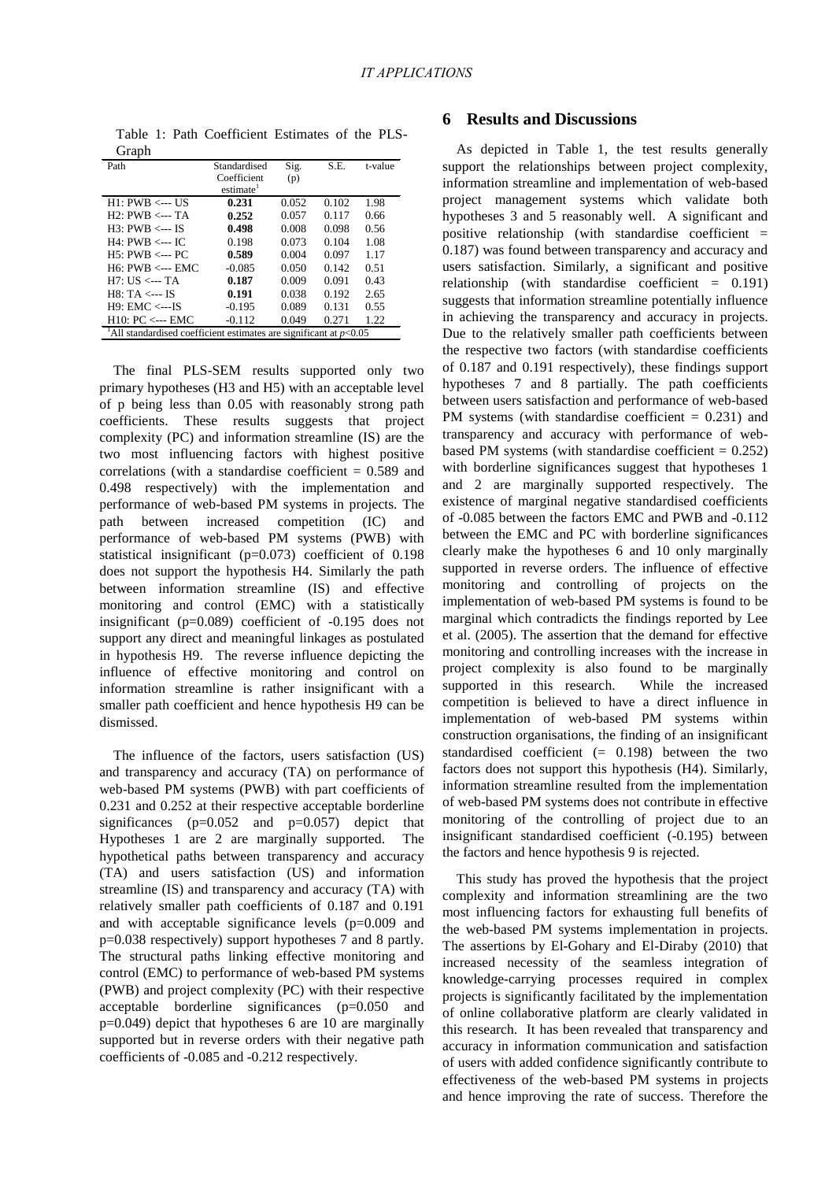Table 1: Path Coefficient Estimates of the PLS-Graph

| Path | Standardised Coefficient estimate[1] | Sig. (p) | S.E. | t-value |
|---|---|---|---|---|
| H1: PWB <--- US | **0.231** | 0.052 | 0.102 | 1.98 |
| H2: PWB <--- TA | **0.252** | 0.057 | 0.117 | 0.66 |
| H3: PWB <--- IS | **0.498** | 0.008 | 0.098 | 0.56 |
| H4: PWB <--- IC | 0.198 | 0.073 | 0.104 | 1.08 |
| H5: PWB <--- PC | **0.589** | 0.004 | 0.097 | 1.17 |
| H6: PWB <--- EMC | -0.085 | 0.050 | 0.142 | 0.51 |
| H7: US <--- TA | **0.187** | 0.009 | 0.091 | 0.43 |
| H8: TA <--- IS | **0.191** | 0.038 | 0.192 | 2.65 |
| H9: EMC <---IS | -0.195 | 0.089 | 0.131 | 0.55 |
| H10: PC <--- EMC | -0.112 | 0.049 | 0.271 | 1.22 |

[1]All standardised coefficient estimates are significant at $p<0.05$

The final PLS-SEM results supported only two primary hypotheses (H3 and H5) with an acceptable level of p being less than 0.05 with reasonably strong path coefficients. These results suggests that project complexity (PC) and information streamline (IS) are the two most influencing factors with highest positive correlations (with a standardise coefficient = 0.589 and 0.498 respectively) with the implementation and performance of web-based PM systems in projects. The path between increased competition (IC) and performance of web-based PM systems (PWB) with statistical insignificant (p=0.073) coefficient of 0.198 does not support the hypothesis H4. Similarly the path between information streamline (IS) and effective monitoring and control (EMC) with a statistically insignificant (p=0.089) coefficient of -0.195 does not support any direct and meaningful linkages as postulated in hypothesis H9. The reverse influence depicting the influence of effective monitoring and control on information streamline is rather insignificant with a smaller path coefficient and hence hypothesis H9 can be dismissed.

The influence of the factors, users satisfaction (US) and transparency and accuracy (TA) on performance of web-based PM systems (PWB) with part coefficients of 0.231 and 0.252 at their respective acceptable borderline significances (p=0.052 and p=0.057) depict that Hypotheses 1 are 2 are marginally supported. The hypothetical paths between transparency and accuracy (TA) and users satisfaction (US) and information streamline (IS) and transparency and accuracy (TA) with relatively smaller path coefficients of 0.187 and 0.191 and with acceptable significance levels (p=0.009 and p=0.038 respectively) support hypotheses 7 and 8 partly. The structural paths linking effective monitoring and control (EMC) to performance of web-based PM systems (PWB) and project complexity (PC) with their respective acceptable borderline significances (p=0.050 and p=0.049) depict that hypotheses 6 are 10 are marginally supported but in reverse orders with their negative path coefficients of -0.085 and -0.212 respectively.

## 6 Results and Discussions

As depicted in Table 1, the test results generally support the relationships between project complexity, information streamline and implementation of web-based project management systems which validate both hypotheses 3 and 5 reasonably well. A significant and positive relationship (with standardise coefficient = 0.187) was found between transparency and accuracy and users satisfaction. Similarly, a significant and positive relationship (with standardise coefficient = 0.191) suggests that information streamline potentially influence in achieving the transparency and accuracy in projects. Due to the relatively smaller path coefficients between the respective two factors (with standardise coefficients of 0.187 and 0.191 respectively), these findings support hypotheses 7 and 8 partially. The path coefficients between users satisfaction and performance of web-based PM systems (with standardise coefficient = 0.231) and transparency and accuracy with performance of web-based PM systems (with standardise coefficient = 0.252) with borderline significances suggest that hypotheses 1 and 2 are marginally supported respectively. The existence of marginal negative standardised coefficients of -0.085 between the factors EMC and PWB and -0.112 between the EMC and PC with borderline significances clearly make the hypotheses 6 and 10 only marginally supported in reverse orders. The influence of effective monitoring and controlling of projects on the implementation of web-based PM systems is found to be marginal which contradicts the findings reported by Lee et al. (2005). The assertion that the demand for effective monitoring and controlling increases with the increase in project complexity is also found to be marginally supported in this research. While the increased competition is believed to have a direct influence in implementation of web-based PM systems within construction organisations, the finding of an insignificant standardised coefficient (= 0.198) between the two factors does not support this hypothesis (H4). Similarly, information streamline resulted from the implementation of web-based PM systems does not contribute in effective monitoring of the controlling of project due to an insignificant standardised coefficient (-0.195) between the factors and hence hypothesis 9 is rejected.

This study has proved the hypothesis that the project complexity and information streamlining are the two most influencing factors for exhausting full benefits of the web-based PM systems implementation in projects. The assertions by El-Gohary and El-Diraby (2010) that increased necessity of the seamless integration of knowledge-carrying processes required in complex projects is significantly facilitated by the implementation of online collaborative platform are clearly validated in this research. It has been revealed that transparency and accuracy in information communication and satisfaction of users with added confidence significantly contribute to effectiveness of the web-based PM systems in projects and hence improving the rate of success. Therefore the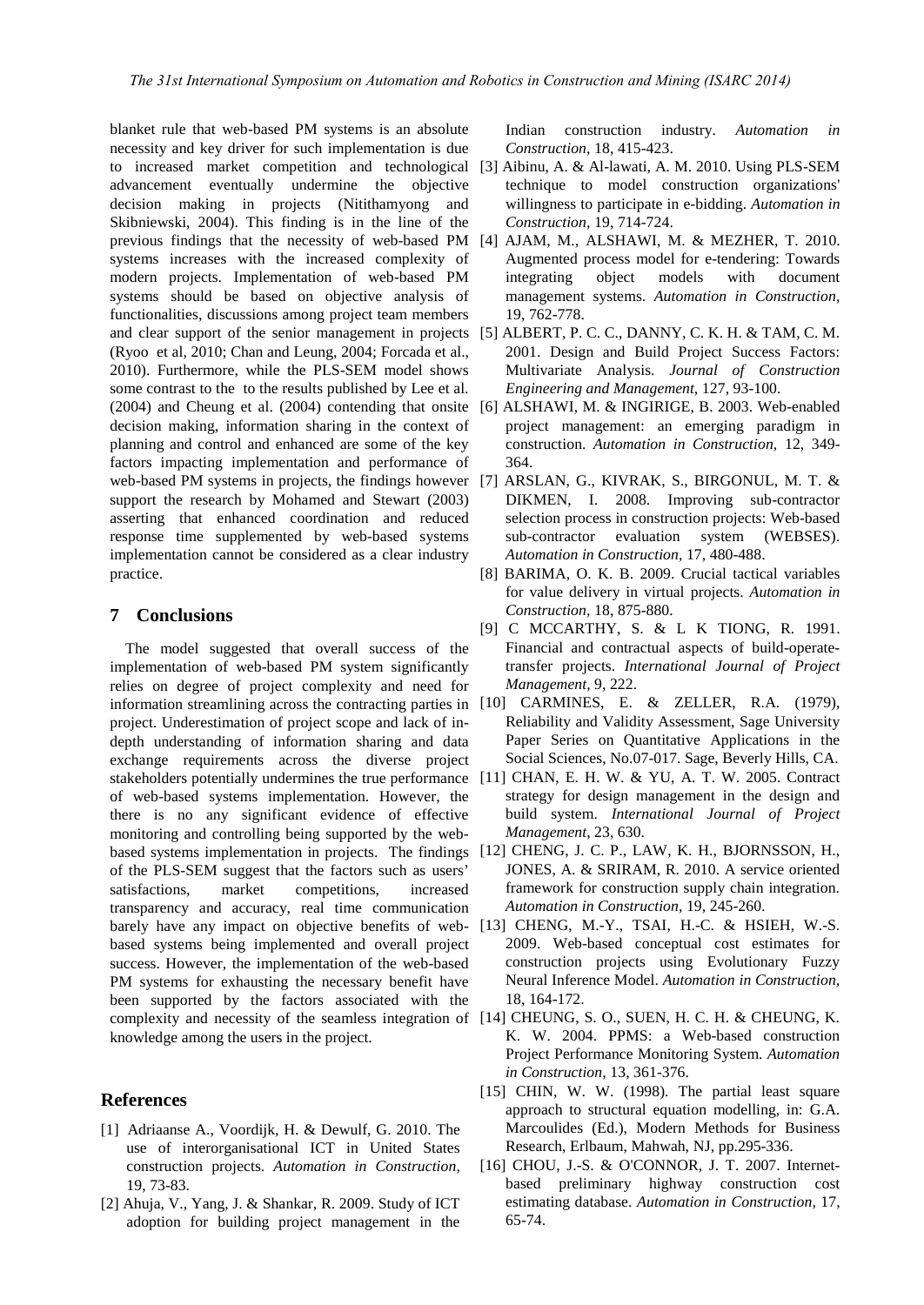blanket rule that web-based PM systems is an absolute necessity and key driver for such implementation is due to increased market competition and technological advancement eventually undermine the objective decision making in projects (Nitithamyong and Skibniewski, 2004). This finding is in the line of the previous findings that the necessity of web-based PM systems increases with the increased complexity of modern projects. Implementation of web-based PM systems should be based on objective analysis of functionalities, discussions among project team members and clear support of the senior management in projects (Ryoo et al, 2010; Chan and Leung, 2004; Forcada et al., 2010). Furthermore, while the PLS-SEM model shows some contrast to the to the results published by Lee et al. (2004) and Cheung et al. (2004) contending that onsite decision making, information sharing in the context of planning and control and enhanced are some of the key factors impacting implementation and performance of web-based PM systems in projects, the findings however support the research by Mohamed and Stewart (2003) asserting that enhanced coordination and reduced response time supplemented by web-based systems implementation cannot be considered as a clear industry practice.

## 7 Conclusions

The model suggested that overall success of the implementation of web-based PM system significantly relies on degree of project complexity and need for information streamlining across the contracting parties in project. Underestimation of project scope and lack of in-depth understanding of information sharing and data exchange requirements across the diverse project stakeholders potentially undermines the true performance of web-based systems implementation. However, the there is no any significant evidence of effective monitoring and controlling being supported by the web-based systems implementation in projects. The findings of the PLS-SEM suggest that the factors such as users' satisfactions, market competitions, increased transparency and accuracy, real time communication barely have any impact on objective benefits of web-based systems being implemented and overall project success. However, the implementation of the web-based PM systems for exhausting the necessary benefit have been supported by the factors associated with the complexity and necessity of the seamless integration of knowledge among the users in the project.

## References

[1] Adriaanse A., Voordijk, H. & Dewulf, G. 2010. The use of interorganisational ICT in United States construction projects. *Automation in Construction,* 19, 73-83.

[2] Ahuja, V., Yang, J. & Shankar, R. 2009. Study of ICT adoption for building project management in the Indian construction industry. *Automation in Construction,* 18, 415-423.

[3] Aibinu, A. & Al-lawati, A. M. 2010. Using PLS-SEM technique to model construction organizations' willingness to participate in e-bidding. *Automation in Construction,* 19, 714-724.

[4] AJAM, M., ALSHAWI, M. & MEZHER, T. 2010. Augmented process model for e-tendering: Towards integrating object models with document management systems. *Automation in Construction,* 19, 762-778.

[5] ALBERT, P. C. C., DANNY, C. K. H. & TAM, C. M. 2001. Design and Build Project Success Factors: Multivariate Analysis. *Journal of Construction Engineering and Management,* 127, 93-100.

[6] ALSHAWI, M. & INGIRIGE, B. 2003. Web-enabled project management: an emerging paradigm in construction. *Automation in Construction,* 12, 349-364.

[7] ARSLAN, G., KIVRAK, S., BIRGONUL, M. T. & DIKMEN, I. 2008. Improving sub-contractor selection process in construction projects: Web-based sub-contractor evaluation system (WEBSES). *Automation in Construction,* 17, 480-488.

[8] BARIMA, O. K. B. 2009. Crucial tactical variables for value delivery in virtual projects. *Automation in Construction,* 18, 875-880.

[9] C MCCARTHY, S. & L K TIONG, R. 1991. Financial and contractual aspects of build-operate-transfer projects. *International Journal of Project Management,* 9, 222.

[10] CARMINES, E. & ZELLER, R.A. (1979), Reliability and Validity Assessment, Sage University Paper Series on Quantitative Applications in the Social Sciences, No.07-017. Sage, Beverly Hills, CA.

[11] CHAN, E. H. W. & YU, A. T. W. 2005. Contract strategy for design management in the design and build system. *International Journal of Project Management,* 23, 630.

[12] CHENG, J. C. P., LAW, K. H., BJORNSSON, H., JONES, A. & SRIRAM, R. 2010. A service oriented framework for construction supply chain integration. *Automation in Construction,* 19, 245-260.

[13] CHENG, M.-Y., TSAI, H.-C. & HSIEH, W.-S. 2009. Web-based conceptual cost estimates for construction projects using Evolutionary Fuzzy Neural Inference Model. *Automation in Construction,* 18, 164-172.

[14] CHEUNG, S. O., SUEN, H. C. H. & CHEUNG, K. K. W. 2004. PPMS: a Web-based construction Project Performance Monitoring System. *Automation in Construction,* 13, 361-376.

[15] CHIN, W. W. (1998). The partial least square approach to structural equation modelling, in: G.A. Marcoulides (Ed.), Modern Methods for Business Research, Erlbaum, Mahwah, NJ, pp.295-336.

[16] CHOU, J.-S. & O'CONNOR, J. T. 2007. Internet-based preliminary highway construction cost estimating database. *Automation in Construction,* 17, 65-74.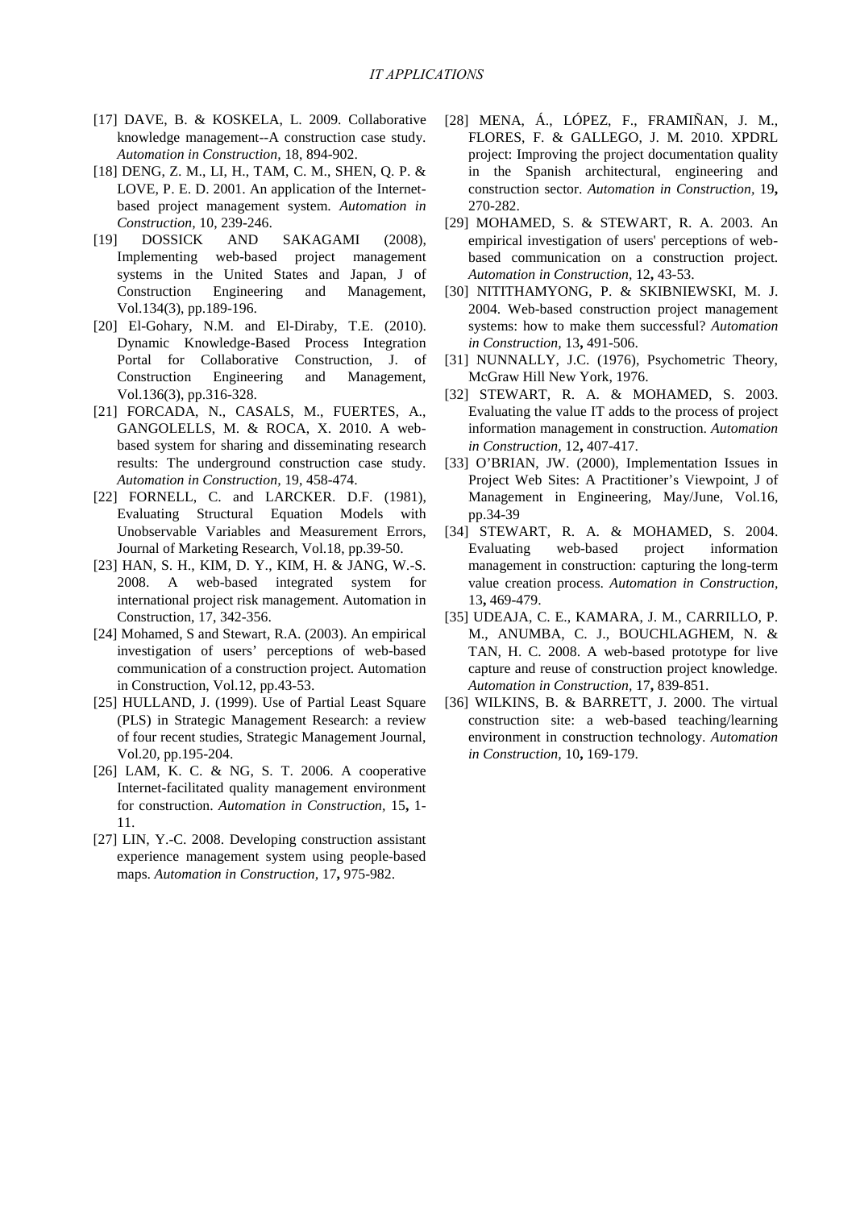[17] DAVE, B. & KOSKELA, L. 2009. Collaborative knowledge management--A construction case study. *Automation in Construction,* 18, 894-902.

[18] DENG, Z. M., LI, H., TAM, C. M., SHEN, Q. P. & LOVE, P. E. D. 2001. An application of the Internet-based project management system. *Automation in Construction,* 10, 239-246.

[19] DOSSICK AND SAKAGAMI (2008), Implementing web-based project management systems in the United States and Japan, J of Construction Engineering and Management, Vol.134(3), pp.189-196.

[20] El-Gohary, N.M. and El-Diraby, T.E. (2010). Dynamic Knowledge-Based Process Integration Portal for Collaborative Construction, J. of Construction Engineering and Management, Vol.136(3), pp.316-328.

[21] FORCADA, N., CASALS, M., FUERTES, A., GANGOLELLS, M. & ROCA, X. 2010. A web-based system for sharing and disseminating research results: The underground construction case study. *Automation in Construction,* 19, 458-474.

[22] FORNELL, C. and LARCKER. D.F. (1981), Evaluating Structural Equation Models with Unobservable Variables and Measurement Errors, Journal of Marketing Research, Vol.18, pp.39-50.

[23] HAN, S. H., KIM, D. Y., KIM, H. & JANG, W.-S. 2008. A web-based integrated system for international project risk management. Automation in Construction, 17, 342-356.

[24] Mohamed, S and Stewart, R.A. (2003). An empirical investigation of users' perceptions of web-based communication of a construction project. Automation in Construction, Vol.12, pp.43-53.

[25] HULLAND, J. (1999). Use of Partial Least Square (PLS) in Strategic Management Research: a review of four recent studies, Strategic Management Journal, Vol.20, pp.195-204.

[26] LAM, K. C. & NG, S. T. 2006. A cooperative Internet-facilitated quality management environment for construction. *Automation in Construction,* 15**,** 1-11.

[27] LIN, Y.-C. 2008. Developing construction assistant experience management system using people-based maps. *Automation in Construction,* 17**,** 975-982.

[28] MENA, Á., LÓPEZ, F., FRAMIÑAN, J. M., FLORES, F. & GALLEGO, J. M. 2010. XPDRL project: Improving the project documentation quality in the Spanish architectural, engineering and construction sector. *Automation in Construction,* 19**,** 270-282.

[29] MOHAMED, S. & STEWART, R. A. 2003. An empirical investigation of users' perceptions of web-based communication on a construction project. *Automation in Construction,* 12**,** 43-53.

[30] NITITHAMYONG, P. & SKIBNIEWSKI, M. J. 2004. Web-based construction project management systems: how to make them successful? *Automation in Construction,* 13**,** 491-506.

[31] NUNNALLY, J.C. (1976), Psychometric Theory, McGraw Hill New York, 1976.

[32] STEWART, R. A. & MOHAMED, S. 2003. Evaluating the value IT adds to the process of project information management in construction. *Automation in Construction,* 12**,** 407-417.

[33] O'BRIAN, JW. (2000), Implementation Issues in Project Web Sites: A Practitioner's Viewpoint, J of Management in Engineering, May/June, Vol.16, pp.34-39

[34] STEWART, R. A. & MOHAMED, S. 2004. Evaluating web-based project information management in construction: capturing the long-term value creation process. *Automation in Construction,* 13**,** 469-479.

[35] UDEAJA, C. E., KAMARA, J. M., CARRILLO, P. M., ANUMBA, C. J., BOUCHLAGHEM, N. & TAN, H. C. 2008. A web-based prototype for live capture and reuse of construction project knowledge. *Automation in Construction,* 17**,** 839-851.

[36] WILKINS, B. & BARRETT, J. 2000. The virtual construction site: a web-based teaching/learning environment in construction technology. *Automation in Construction,* 10**,** 169-179.